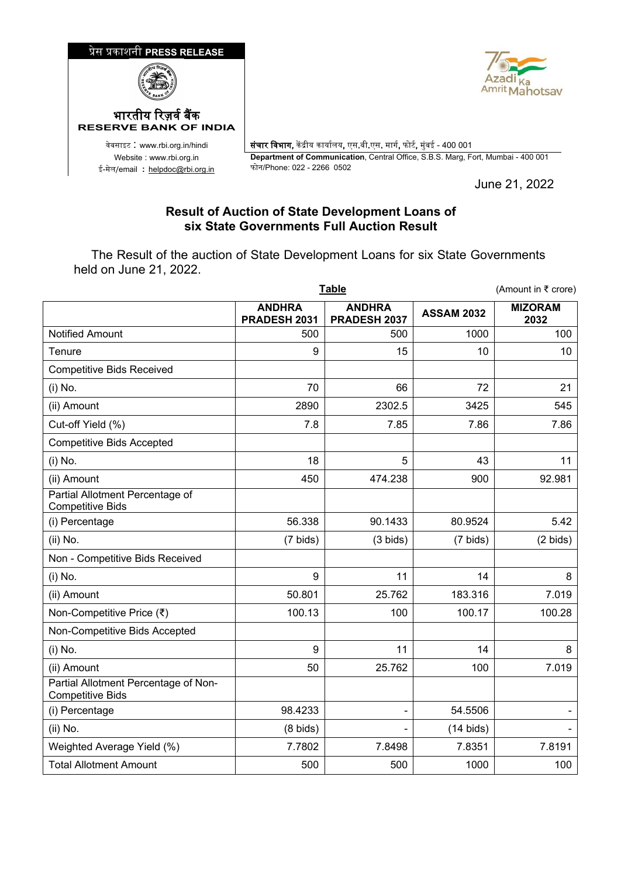प्रेस प्रकाशनी **PRESS RELEASE**

भारतीय रिज़र्व बैंक
**RESERVE BANK OF INDIA**

वेबसाइट : www.rbi.org.in/hindi
Website : www.rbi.org.in
ई-मेल/email : helpdoc@rbi.org.in

**संचार विभाग,** केंद्रीय कार्यालय, एस.बी.एस. मार्ग, फोर्ट, मुंबई - 400 001
**Department of Communication**, Central Office, S.B.S. Marg, Fort, Mumbai - 400 001
फोन/Phone: 022 - 2266 0502

June 21, 2022

## Result of Auction of State Development Loans of six State Governments Full Auction Result

The Result of the auction of State Development Loans for six State Governments held on June 21, 2022.

**Table** (Amount in ₹ crore)

| | ANDHRA PRADESH 2031 | ANDHRA PRADESH 2037 | ASSAM 2032 | MIZORAM 2032 |
|---|---|---|---|---|
| Notified Amount | 500 | 500 | 1000 | 100 |
| Tenure | 9 | 15 | 10 | 10 |
| Competitive Bids Received | | | | |
| (i) No. | 70 | 66 | 72 | 21 |
| (ii) Amount | 2890 | 2302.5 | 3425 | 545 |
| Cut-off Yield (%) | 7.8 | 7.85 | 7.86 | 7.86 |
| Competitive Bids Accepted | | | | |
| (i) No. | 18 | 5 | 43 | 11 |
| (ii) Amount | 450 | 474.238 | 900 | 92.981 |
| Partial Allotment Percentage of Competitive Bids | | | | |
| (i) Percentage | 56.338 | 90.1433 | 80.9524 | 5.42 |
| (ii) No. | (7 bids) | (3 bids) | (7 bids) | (2 bids) |
| Non - Competitive Bids Received | | | | |
| (i) No. | 9 | 11 | 14 | 8 |
| (ii) Amount | 50.801 | 25.762 | 183.316 | 7.019 |
| Non-Competitive Price (₹) | 100.13 | 100 | 100.17 | 100.28 |
| Non-Competitive Bids Accepted | | | | |
| (i) No. | 9 | 11 | 14 | 8 |
| (ii) Amount | 50 | 25.762 | 100 | 7.019 |
| Partial Allotment Percentage of Non-Competitive Bids | | | | |
| (i) Percentage | 98.4233 | - | 54.5506 | - |
| (ii) No. | (8 bids) | - | (14 bids) | - |
| Weighted Average Yield (%) | 7.7802 | 7.8498 | 7.8351 | 7.8191 |
| Total Allotment Amount | 500 | 500 | 1000 | 100 |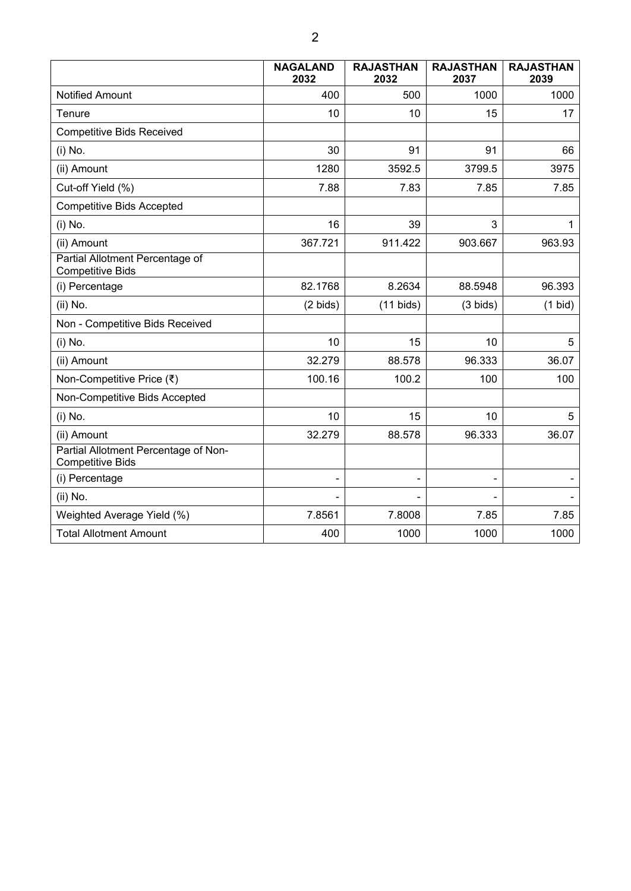| | NAGALAND 2032 | RAJASTHAN 2032 | RAJASTHAN 2037 | RAJASTHAN 2039 |
|---|---|---|---|---|
| Notified Amount | 400 | 500 | 1000 | 1000 |
| Tenure | 10 | 10 | 15 | 17 |
| Competitive Bids Received | | | | |
| (i) No. | 30 | 91 | 91 | 66 |
| (ii) Amount | 1280 | 3592.5 | 3799.5 | 3975 |
| Cut-off Yield (%) | 7.88 | 7.83 | 7.85 | 7.85 |
| Competitive Bids Accepted | | | | |
| (i) No. | 16 | 39 | 3 | 1 |
| (ii) Amount | 367.721 | 911.422 | 903.667 | 963.93 |
| Partial Allotment Percentage of Competitive Bids | | | | |
| (i) Percentage | 82.1768 | 8.2634 | 88.5948 | 96.393 |
| (ii) No. | (2 bids) | (11 bids) | (3 bids) | (1 bid) |
| Non - Competitive Bids Received | | | | |
| (i) No. | 10 | 15 | 10 | 5 |
| (ii) Amount | 32.279 | 88.578 | 96.333 | 36.07 |
| Non-Competitive Price (₹) | 100.16 | 100.2 | 100 | 100 |
| Non-Competitive Bids Accepted | | | | |
| (i) No. | 10 | 15 | 10 | 5 |
| (ii) Amount | 32.279 | 88.578 | 96.333 | 36.07 |
| Partial Allotment Percentage of Non-Competitive Bids | | | | |
| (i) Percentage | - | - | - | - |
| (ii) No. | - | - | - | - |
| Weighted Average Yield (%) | 7.8561 | 7.8008 | 7.85 | 7.85 |
| Total Allotment Amount | 400 | 1000 | 1000 | 1000 |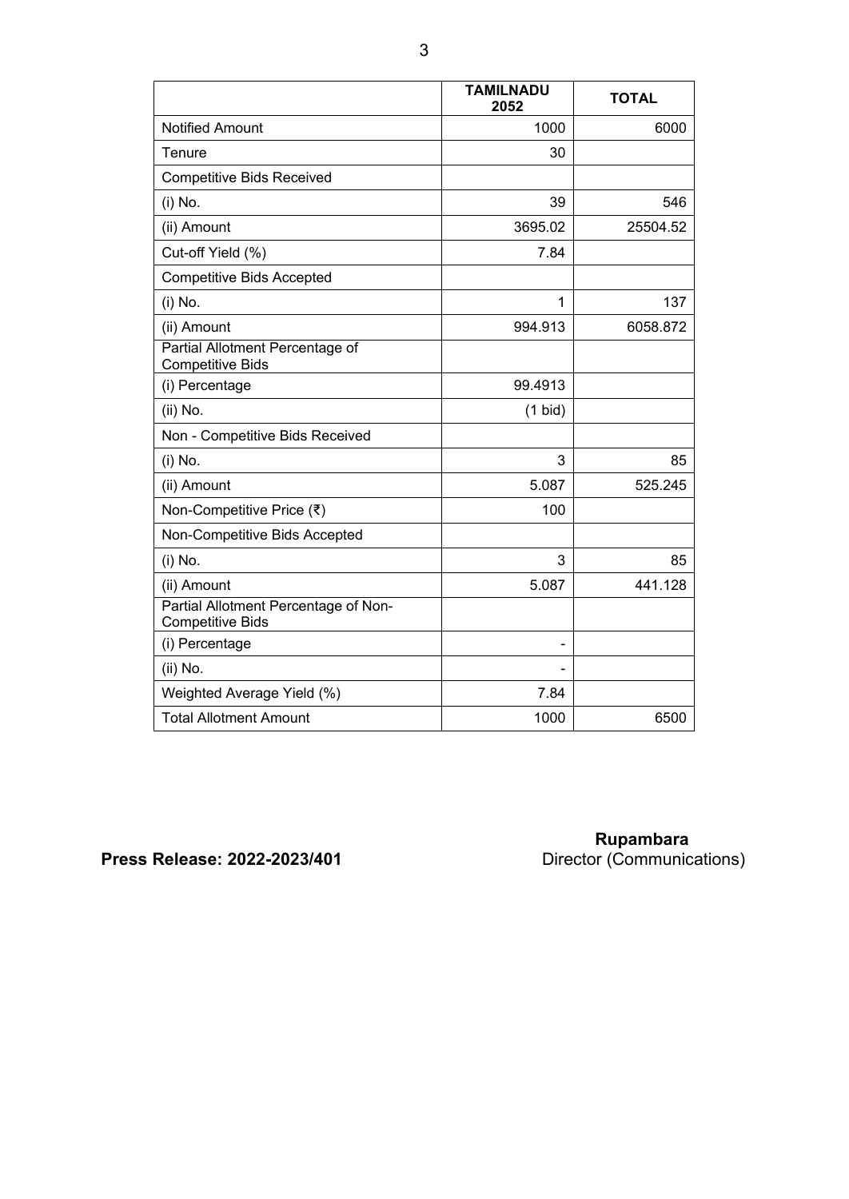| | TAMILNADU 2052 | TOTAL |
|---|---|---|
| Notified Amount | 1000 | 6000 |
| Tenure | 30 | |
| Competitive Bids Received | | |
| (i) No. | 39 | 546 |
| (ii) Amount | 3695.02 | 25504.52 |
| Cut-off Yield (%) | 7.84 | |
| Competitive Bids Accepted | | |
| (i) No. | 1 | 137 |
| (ii) Amount | 994.913 | 6058.872 |
| Partial Allotment Percentage of Competitive Bids | | |
| (i) Percentage | 99.4913 | |
| (ii) No. | (1 bid) | |
| Non - Competitive Bids Received | | |
| (i) No. | 3 | 85 |
| (ii) Amount | 5.087 | 525.245 |
| Non-Competitive Price (₹) | 100 | |
| Non-Competitive Bids Accepted | | |
| (i) No. | 3 | 85 |
| (ii) Amount | 5.087 | 441.128 |
| Partial Allotment Percentage of Non-Competitive Bids | | |
| (i) Percentage | - | |
| (ii) No. | - | |
| Weighted Average Yield (%) | 7.84 | |
| Total Allotment Amount | 1000 | 6500 |

**Press Release: 2022-2023/401**

**Rupambara**
Director (Communications)